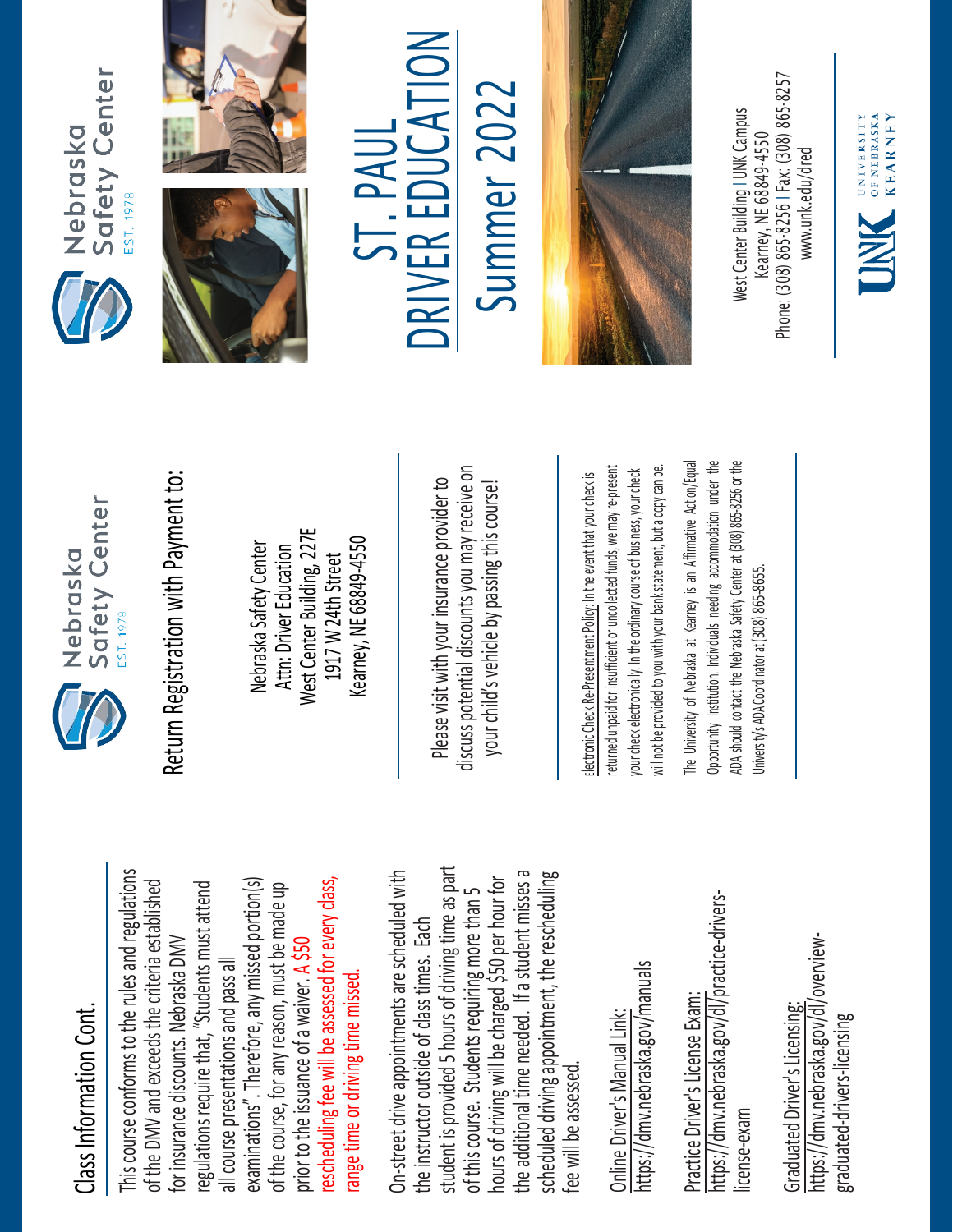## Class Information Cont.

This course conforms to the rules and regulations of the DMV and exceeds the criteria established for insurance discounts. Nebraska DMV regulations require that, "Students must attend all course presentations and pass all examinations". Therefore, any missed portion(s) of the course, for any reason, must be made up prior to the issuance of a waiver. A $50 rescheduling fee will be assessed for every class, range time or driving time missed.

On-street drive appointments are scheduled with the instructor outside of class times. Each student is provided 5 hours of driving time as part of this course. Students requiring more than 5 hours of driving will be charged $50 per hour for the additional time needed. If a student misses a scheduled driving appointment, the rescheduling fee will be assessed.

Online Driver's Manual Link:
https://dmv.nebraska.gov/manuals

Practice Driver's License Exam:
https://dmv.nebraska.gov/dl/practice-drivers-license-exam

Graduated Driver's Licensing:
https://dmv.nebraska.gov/dl/overview-graduated-drivers-licensing

Nebraska Safety Center
EST. 1978

## Return Registration with Payment to:

Nebraska Safety Center
Attn: Driver Education
West Center Building, 227E
1917 W 24th Street
Kearney, NE 68849-4550

Please visit with your insurance provider to discuss potential discounts you may receive on your child's vehicle by passing this course!

Electronic Check Re-Presentment Policy: In the event that your check is returned unpaid for insufficient or uncollected funds, we may re-present your check electronically. In the ordinary course of business, your check will not be provided to you with your bank statement, but a copy can be.

The University of Nebraska at Kearney is an Affirmative Action/Equal Opportunity Institution. Individuals needing accommodation under the ADA should contact the Nebraska Safety Center at (308) 865-8256 or the University's ADA Coordinator at (308) 865-8655.

Nebraska Safety Center
EST. 1978

# ST. PAUL DRIVER EDUCATION

# Summer 2022

West Center Building | UNK Campus
Kearney, NE 68849-4550
Phone: (308) 865-8256 | Fax: (308) 865-8257
www.unk.edu/dred

UNK UNIVERSITY OF NEBRASKA KEARNEY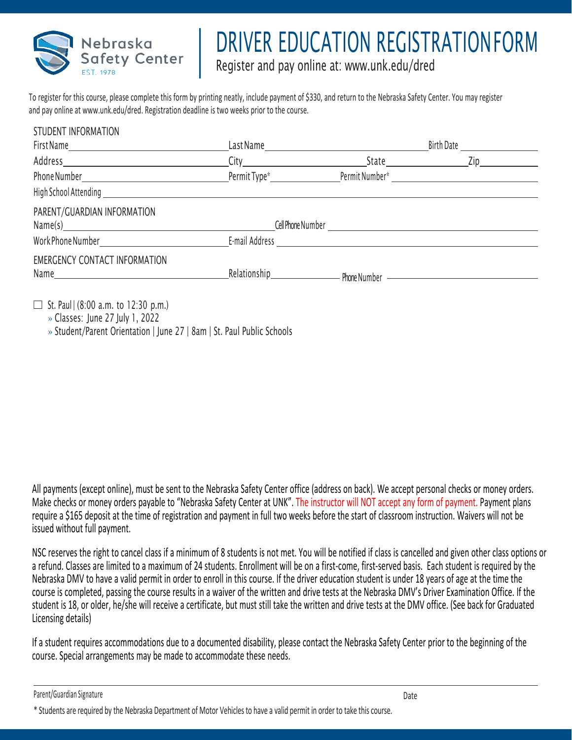Nebraska Safety Center
EST. 1978

# DRIVER EDUCATION REGISTRATION FORM

Register and pay online at: www.unk.edu/dred

To register for this course, please complete this form by printing neatly, include payment of $330, and return to the Nebraska Safety Center. You may register and pay online at www.unk.edu/dred. Registration deadline is two weeks prior to the course.

## STUDENT INFORMATION

First Name\_\_\_\_\_\_\_\_\_\_\_\_\_\_\_\_\_\_\_\_ Last Name\_\_\_\_\_\_\_\_\_\_\_\_\_\_\_\_\_\_\_\_ Birth Date \_\_\_\_\_\_\_\_\_\_

Address\_\_\_\_\_\_\_\_\_\_\_\_\_\_\_\_\_\_\_\_ City\_\_\_\_\_\_\_\_\_\_\_\_\_\_\_ State\_\_\_\_\_\_\_\_\_\_ Zip\_\_\_\_\_\_\_\_\_\_

Phone Number\_\_\_\_\_\_\_\_\_\_\_\_\_\_\_\_\_\_\_\_ Permit Type*\_\_\_\_\_\_\_\_\_\_ Permit Number* \_\_\_\_\_\_\_\_\_\_\_\_\_\_\_

High School Attending \_\_\_\_\_\_\_\_\_\_\_\_\_\_\_\_\_\_\_\_\_\_\_\_\_\_\_\_\_\_\_\_\_\_\_\_\_\_\_\_

## PARENT/GUARDIAN INFORMATION

Name(s)\_\_\_\_\_\_\_\_\_\_\_\_\_\_\_\_\_\_\_\_ Cell Phone Number \_\_\_\_\_\_\_\_\_\_\_\_\_\_\_\_\_\_\_\_

Work Phone Number\_\_\_\_\_\_\_\_\_\_\_\_\_\_\_\_\_\_\_\_ E-mail Address \_\_\_\_\_\_\_\_\_\_\_\_\_\_\_\_\_\_\_\_

## EMERGENCY CONTACT INFORMATION

Name\_\_\_\_\_\_\_\_\_\_\_\_\_\_\_\_\_\_\_\_ Relationship\_\_\_\_\_\_\_\_\_\_ Phone Number \_\_\_\_\_\_\_\_\_\_\_\_\_\_\_\_\_\_\_\_

☐ St. Paul | (8:00 a.m. to 12:30 p.m.)
- » Classes: June 27 July 1, 2022
- » Student/Parent Orientation | June 27 | 8am | St. Paul Public Schools

All payments (except online), must be sent to the Nebraska Safety Center office (address on back). We accept personal checks or money orders. Make checks or money orders payable to "Nebraska Safety Center at UNK". The instructor will NOT accept any form of payment. Payment plans require a $165 deposit at the time of registration and payment in full two weeks before the start of classroom instruction. Waivers will not be issued without full payment.

NSC reserves the right to cancel class if a minimum of 8 students is not met. You will be notified if class is cancelled and given other class options or a refund. Classes are limited to a maximum of 24 students. Enrollment will be on a first-come, first-served basis. Each student is required by the Nebraska DMV to have a valid permit in order to enroll in this course. If the driver education student is under 18 years of age at the time the course is completed, passing the course results in a waiver of the written and drive tests at the Nebraska DMV's Driver Examination Office. If the student is 18, or older, he/she will receive a certificate, but must still take the written and drive tests at the DMV office. (See back for Graduated Licensing details)

If a student requires accommodations due to a documented disability, please contact the Nebraska Safety Center prior to the beginning of the course. Special arrangements may be made to accommodate these needs.

\_\_\_\_\_\_\_\_\_\_\_\_\_\_\_\_\_\_\_\_\_\_\_\_\_\_\_\_\_\_\_\_\_\_\_\_\_\_\_\_
Parent/Guardian Signature Date

\* Students are required by the Nebraska Department of Motor Vehicles to have a valid permit in order to take this course.